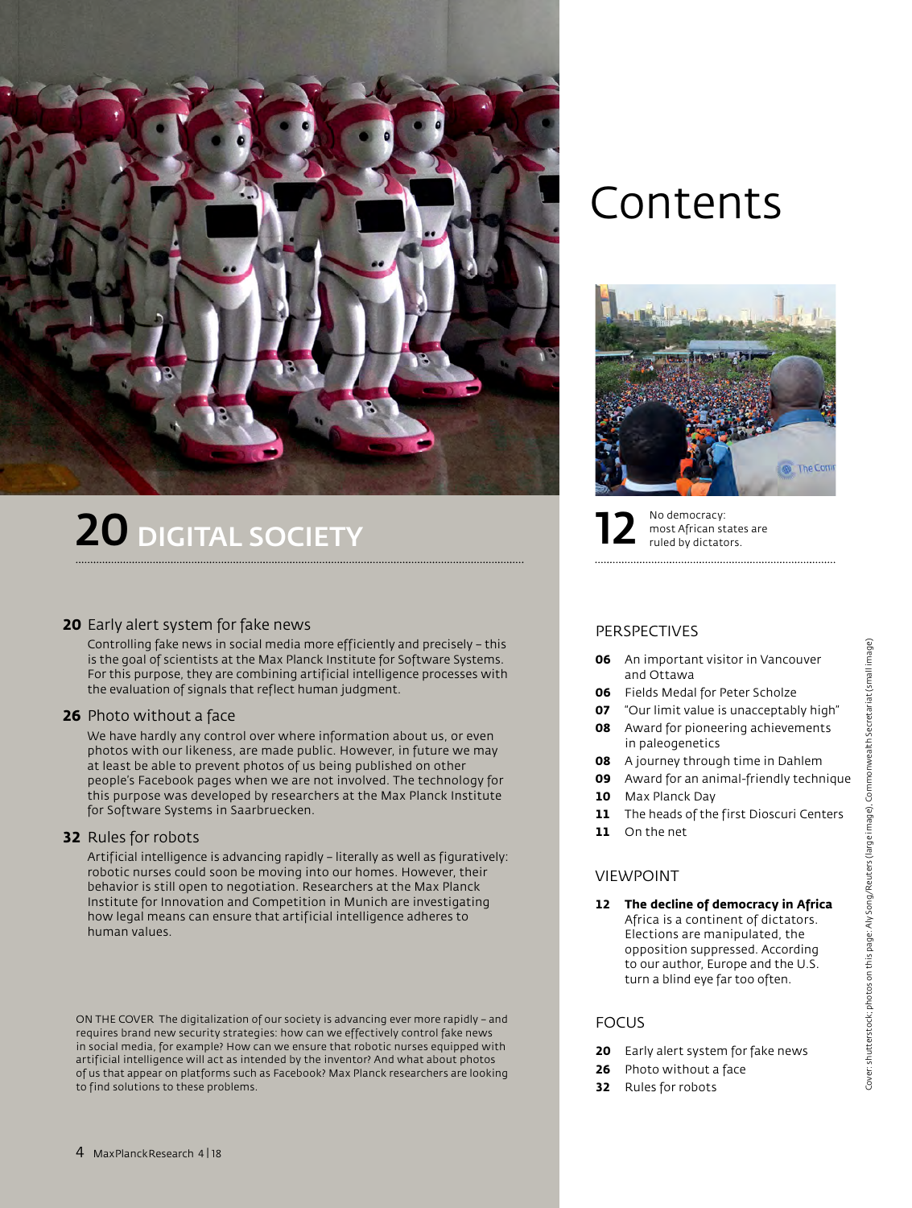# Contents

## 20 DIGITAL SOCIETY

**20** Early alert system for fake news

Controlling fake news in social media more efficiently and precisely – this is the goal of scientists at the Max Planck Institute for Software Systems. For this purpose, they are combining artificial intelligence processes with the evaluation of signals that reflect human judgment.

**26** Photo without a face

We have hardly any control over where information about us, or even photos with our likeness, are made public. However, in future we may at least be able to prevent photos of us being published on other people's Facebook pages when we are not involved. The technology for this purpose was developed by researchers at the Max Planck Institute for Software Systems in Saarbruecken.

**32** Rules for robots

Artificial intelligence is advancing rapidly – literally as well as figuratively: robotic nurses could soon be moving into our homes. However, their behavior is still open to negotiation. Researchers at the Max Planck Institute for Innovation and Competition in Munich are investigating how legal means can ensure that artificial intelligence adheres to human values.

ON THE COVER The digitalization of our society is advancing ever more rapidly – and requires brand new security strategies: how can we effectively control fake news in social media, for example? How can we ensure that robotic nurses equipped with artificial intelligence will act as intended by the inventor? And what about photos of us that appear on platforms such as Facebook? Max Planck researchers are looking to find solutions to these problems.

**12** No democracy: most African states are ruled by dictators.

### PERSPECTIVES

- **06** An important visitor in Vancouver and Ottawa
- **06** Fields Medal for Peter Scholze
- **07** "Our limit value is unacceptably high"
- **08** Award for pioneering achievements in paleogenetics
- **08** A journey through time in Dahlem
- **09** Award for an animal-friendly technique
- **10** Max Planck Day
- **11** The heads of the first Dioscuri Centers
- **11** On the net

### VIEWPOINT

**12** **The decline of democracy in Africa**

Africa is a continent of dictators. Elections are manipulated, the opposition suppressed. According to our author, Europe and the U.S. turn a blind eye far too often.

### FOCUS

- **20** Early alert system for fake news
- **26** Photo without a face
- **32** Rules for robots

Cover: shutterstock; photos on this page: Aly Song/Reuters (large image), Commonwealth Secretariat (small image)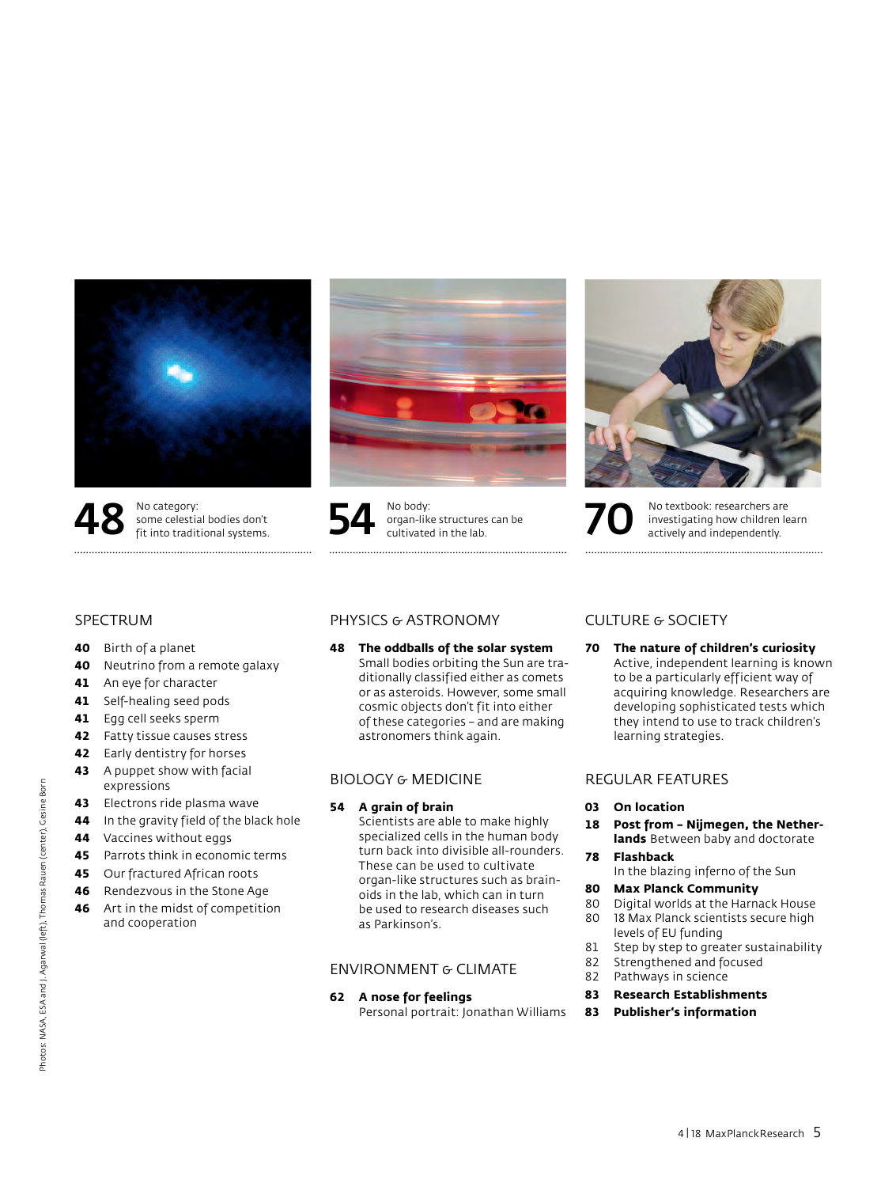**48** No category: some celestial bodies don't fit into traditional systems.

**54** No body: organ-like structures can be cultivated in the lab.

**70** No textbook: researchers are investigating how children learn actively and independently.

Photos: NASA, ESA and J. Agarwal (left), Thomas Rauen (center), Gesine Born

## SPECTRUM

- **40** Birth of a planet
- **40** Neutrino from a remote galaxy
- **41** An eye for character
- **41** Self-healing seed pods
- **41** Egg cell seeks sperm
- **42** Fatty tissue causes stress
- **42** Early dentistry for horses
- **43** A puppet show with facial expressions
- **43** Electrons ride plasma wave
- **44** In the gravity field of the black hole
- **44** Vaccines without eggs
- **45** Parrots think in economic terms
- **45** Our fractured African roots
- **46** Rendezvous in the Stone Age
- **46** Art in the midst of competition and cooperation

## PHYSICS & ASTRONOMY

**48 The oddballs of the solar system**
Small bodies orbiting the Sun are traditionally classified either as comets or as asteroids. However, some small cosmic objects don't fit into either of these categories – and are making astronomers think again.

## BIOLOGY & MEDICINE

**54 A grain of brain**
Scientists are able to make highly specialized cells in the human body turn back into divisible all-rounders. These can be used to cultivate organ-like structures such as brainoids in the lab, which can in turn be used to research diseases such as Parkinson's.

## ENVIRONMENT & CLIMATE

**62 A nose for feelings**
Personal portrait: Jonathan Williams

## CULTURE & SOCIETY

**70 The nature of children's curiosity**
Active, independent learning is known to be a particularly efficient way of acquiring knowledge. Researchers are developing sophisticated tests which they intend to use to track children's learning strategies.

## REGULAR FEATURES

- **03 On location**
- **18 Post from – Nijmegen, the Netherlands** Between baby and doctorate
- **78 Flashback**
  In the blazing inferno of the Sun
- **80 Max Planck Community**
- 80 Digital worlds at the Harnack House
- 80 18 Max Planck scientists secure high levels of EU funding
- 81 Step by step to greater sustainability
- 82 Strengthened and focused
- 82 Pathways in science
- **83 Research Establishments**
- **83 Publisher's information**